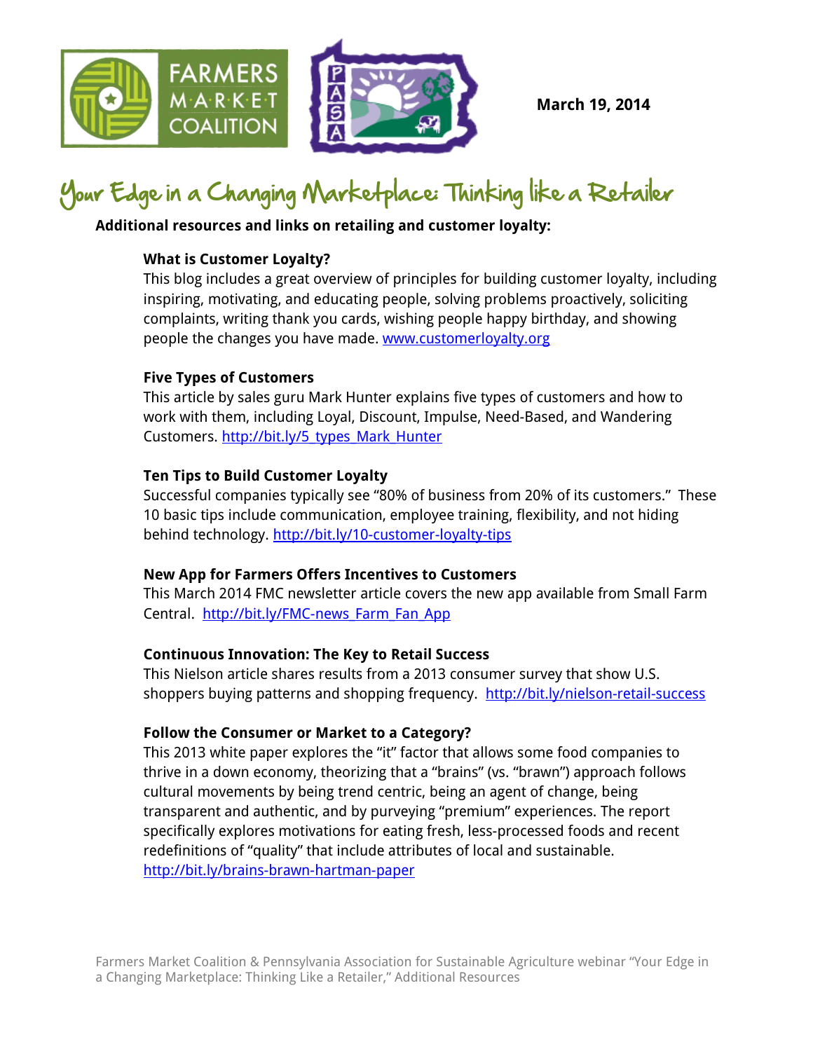FARMERS MARKET COALITION

PASA

March 19, 2014

# Your Edge in a Changing Marketplace: Thinking like a Retailer

**Additional resources and links on retailing and customer loyalty:**

**What is Customer Loyalty?**
This blog includes a great overview of principles for building customer loyalty, including inspiring, motivating, and educating people, solving problems proactively, soliciting complaints, writing thank you cards, wishing people happy birthday, and showing people the changes you have made. www.customerloyalty.org

**Five Types of Customers**
This article by sales guru Mark Hunter explains five types of customers and how to work with them, including Loyal, Discount, Impulse, Need-Based, and Wandering Customers. http://bit.ly/5_types_Mark_Hunter

**Ten Tips to Build Customer Loyalty**
Successful companies typically see "80% of business from 20% of its customers." These 10 basic tips include communication, employee training, flexibility, and not hiding behind technology. http://bit.ly/10-customer-loyalty-tips

**New App for Farmers Offers Incentives to Customers**
This March 2014 FMC newsletter article covers the new app available from Small Farm Central. http://bit.ly/FMC-news_Farm_Fan_App

**Continuous Innovation: The Key to Retail Success**
This Nielson article shares results from a 2013 consumer survey that show U.S. shoppers buying patterns and shopping frequency. http://bit.ly/nielson-retail-success

**Follow the Consumer or Market to a Category?**
This 2013 white paper explores the "it" factor that allows some food companies to thrive in a down economy, theorizing that a "brains" (vs. "brawn") approach follows cultural movements by being trend centric, being an agent of change, being transparent and authentic, and by purveying "premium" experiences. The report specifically explores motivations for eating fresh, less-processed foods and recent redefinitions of "quality" that include attributes of local and sustainable. http://bit.ly/brains-brawn-hartman-paper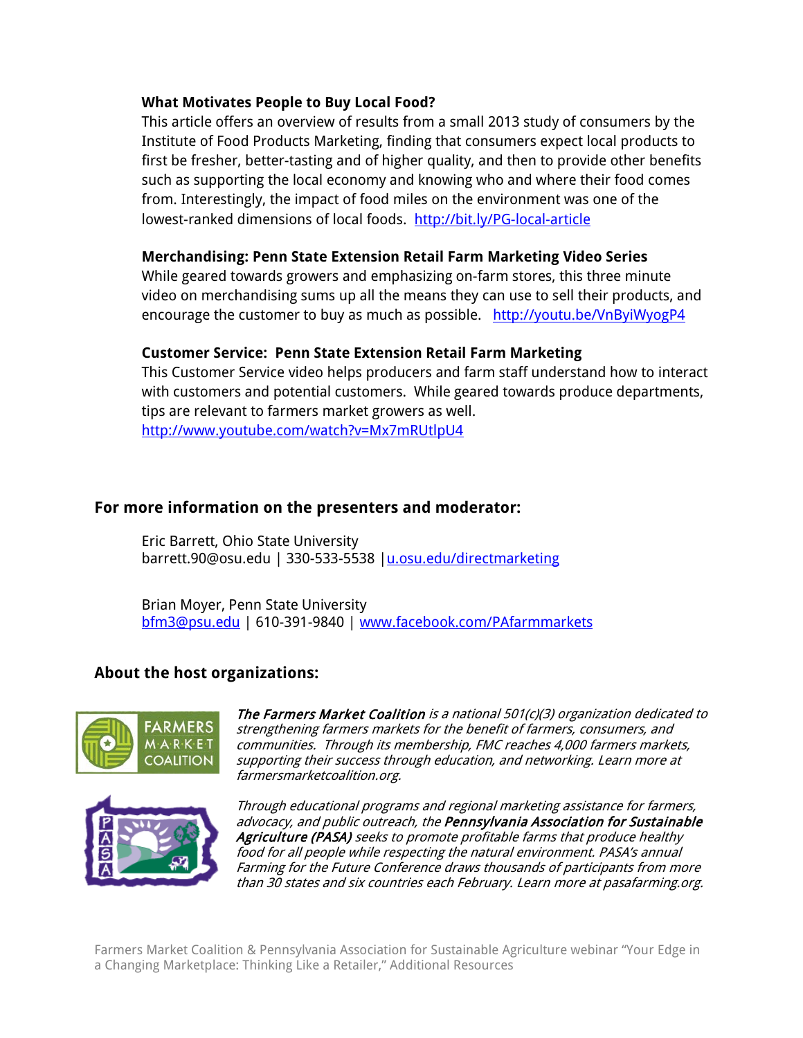**What Motivates People to Buy Local Food?**
This article offers an overview of results from a small 2013 study of consumers by the Institute of Food Products Marketing, finding that consumers expect local products to first be fresher, better-tasting and of higher quality, and then to provide other benefits such as supporting the local economy and knowing who and where their food comes from. Interestingly, the impact of food miles on the environment was one of the lowest-ranked dimensions of local foods. http://bit.ly/PG-local-article

**Merchandising: Penn State Extension Retail Farm Marketing Video Series**
While geared towards growers and emphasizing on-farm stores, this three minute video on merchandising sums up all the means they can use to sell their products, and encourage the customer to buy as much as possible. http://youtu.be/VnByiWyogP4

**Customer Service: Penn State Extension Retail Farm Marketing**
This Customer Service video helps producers and farm staff understand how to interact with customers and potential customers. While geared towards produce departments, tips are relevant to farmers market growers as well.
http://www.youtube.com/watch?v=Mx7mRUtlpU4

## For more information on the presenters and moderator:

Eric Barrett, Ohio State University
barrett.90@osu.edu | 330-533-5538 | u.osu.edu/directmarketing

Brian Moyer, Penn State University
bfm3@psu.edu | 610-391-9840 | www.facebook.com/PAfarmmarkets

## About the host organizations:

***The Farmers Market Coalition*** *is a national 501(c)(3) organization dedicated to strengthening farmers markets for the benefit of farmers, consumers, and communities. Through its membership, FMC reaches 4,000 farmers markets, supporting their success through education, and networking. Learn more at farmersmarketcoalition.org.*

*Through educational programs and regional marketing assistance for farmers, advocacy, and public outreach, the* ***Pennsylvania Association for Sustainable Agriculture (PASA)*** *seeks to promote profitable farms that produce healthy food for all people while respecting the natural environment. PASA's annual Farming for the Future Conference draws thousands of participants from more than 30 states and six countries each February. Learn more at pasafarming.org.*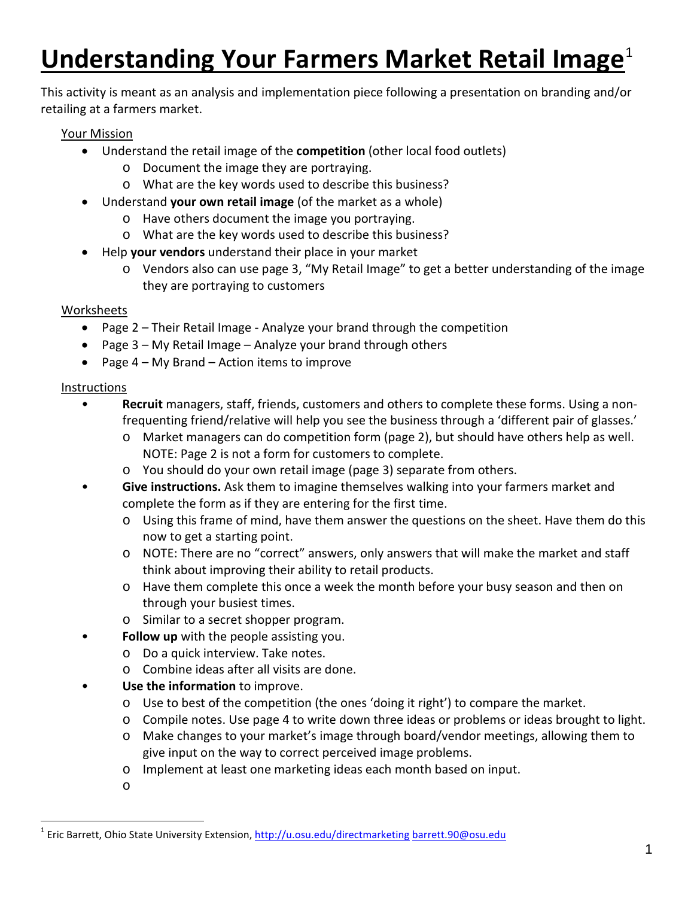# Understanding Your Farmers Market Retail Image[1]

This activity is meant as an analysis and implementation piece following a presentation on branding and/or retailing at a farmers market.

Your Mission

- Understand the retail image of the **competition** (other local food outlets)
  - Document the image they are portraying.
  - What are the key words used to describe this business?
- Understand **your own retail image** (of the market as a whole)
  - Have others document the image you portraying.
  - What are the key words used to describe this business?
- Help **your vendors** understand their place in your market
  - Vendors also can use page 3, "My Retail Image" to get a better understanding of the image they are portraying to customers

Worksheets

- Page 2 – Their Retail Image - Analyze your brand through the competition
- Page 3 – My Retail Image – Analyze your brand through others
- Page 4 – My Brand – Action items to improve

Instructions

- **Recruit** managers, staff, friends, customers and others to complete these forms. Using a non-frequenting friend/relative will help you see the business through a 'different pair of glasses.'
  - Market managers can do competition form (page 2), but should have others help as well. NOTE: Page 2 is not a form for customers to complete.
  - You should do your own retail image (page 3) separate from others.
- **Give instructions.** Ask them to imagine themselves walking into your farmers market and complete the form as if they are entering for the first time.
  - Using this frame of mind, have them answer the questions on the sheet. Have them do this now to get a starting point.
  - NOTE: There are no "correct" answers, only answers that will make the market and staff think about improving their ability to retail products.
  - Have them complete this once a week the month before your busy season and then on through your busiest times.
  - Similar to a secret shopper program.
- **Follow up** with the people assisting you.
  - Do a quick interview. Take notes.
  - Combine ideas after all visits are done.
- **Use the information** to improve.
  - Use to best of the competition (the ones 'doing it right') to compare the market.
  - Compile notes. Use page 4 to write down three ideas or problems or ideas brought to light.
  - Make changes to your market's image through board/vendor meetings, allowing them to give input on the way to correct perceived image problems.
  - Implement at least one marketing ideas each month based on input.
  - 

[1] Eric Barrett, Ohio State University Extension, http://u.osu.edu/directmarketing barrett.90@osu.edu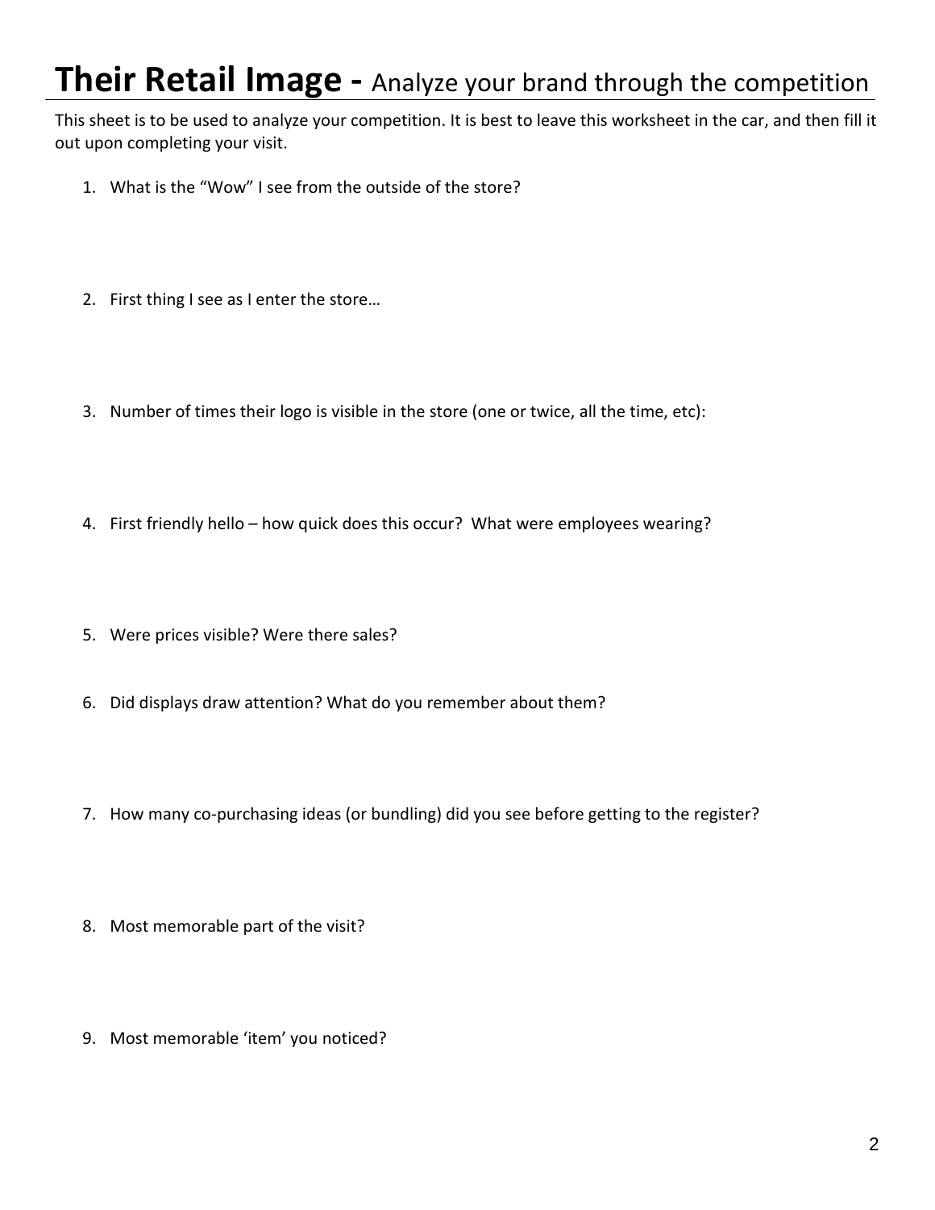# **Their Retail Image -** Analyze your brand through the competition

This sheet is to be used to analyze your competition. It is best to leave this worksheet in the car, and then fill it out upon completing your visit.

1. What is the "Wow" I see from the outside of the store?

2. First thing I see as I enter the store…

3. Number of times their logo is visible in the store (one or twice, all the time, etc):

4. First friendly hello – how quick does this occur? What were employees wearing?

5. Were prices visible? Were there sales?

6. Did displays draw attention? What do you remember about them?

7. How many co-purchasing ideas (or bundling) did you see before getting to the register?

8. Most memorable part of the visit?

9. Most memorable 'item' you noticed?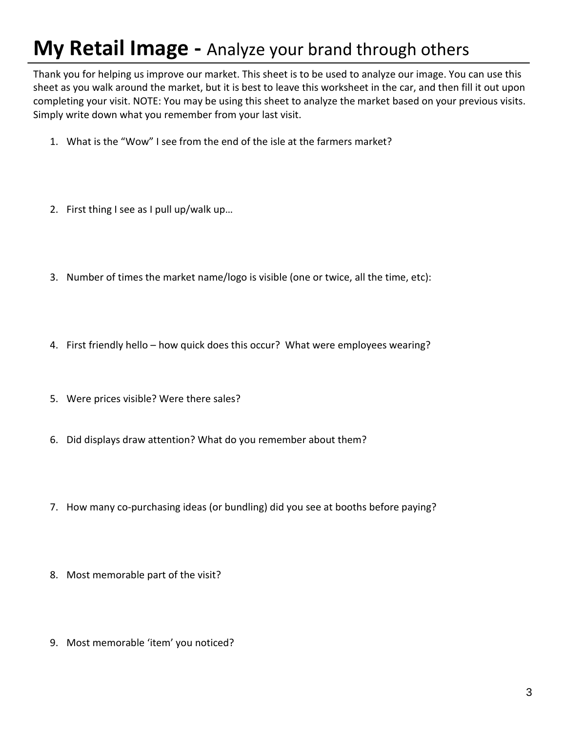# **My Retail Image -** Analyze your brand through others

Thank you for helping us improve our market. This sheet is to be used to analyze our image. You can use this sheet as you walk around the market, but it is best to leave this worksheet in the car, and then fill it out upon completing your visit. NOTE: You may be using this sheet to analyze the market based on your previous visits. Simply write down what you remember from your last visit.

1. What is the "Wow" I see from the end of the isle at the farmers market?

2. First thing I see as I pull up/walk up…

3. Number of times the market name/logo is visible (one or twice, all the time, etc):

4. First friendly hello – how quick does this occur? What were employees wearing?

5. Were prices visible? Were there sales?

6. Did displays draw attention? What do you remember about them?

7. How many co-purchasing ideas (or bundling) did you see at booths before paying?

8. Most memorable part of the visit?

9. Most memorable 'item' you noticed?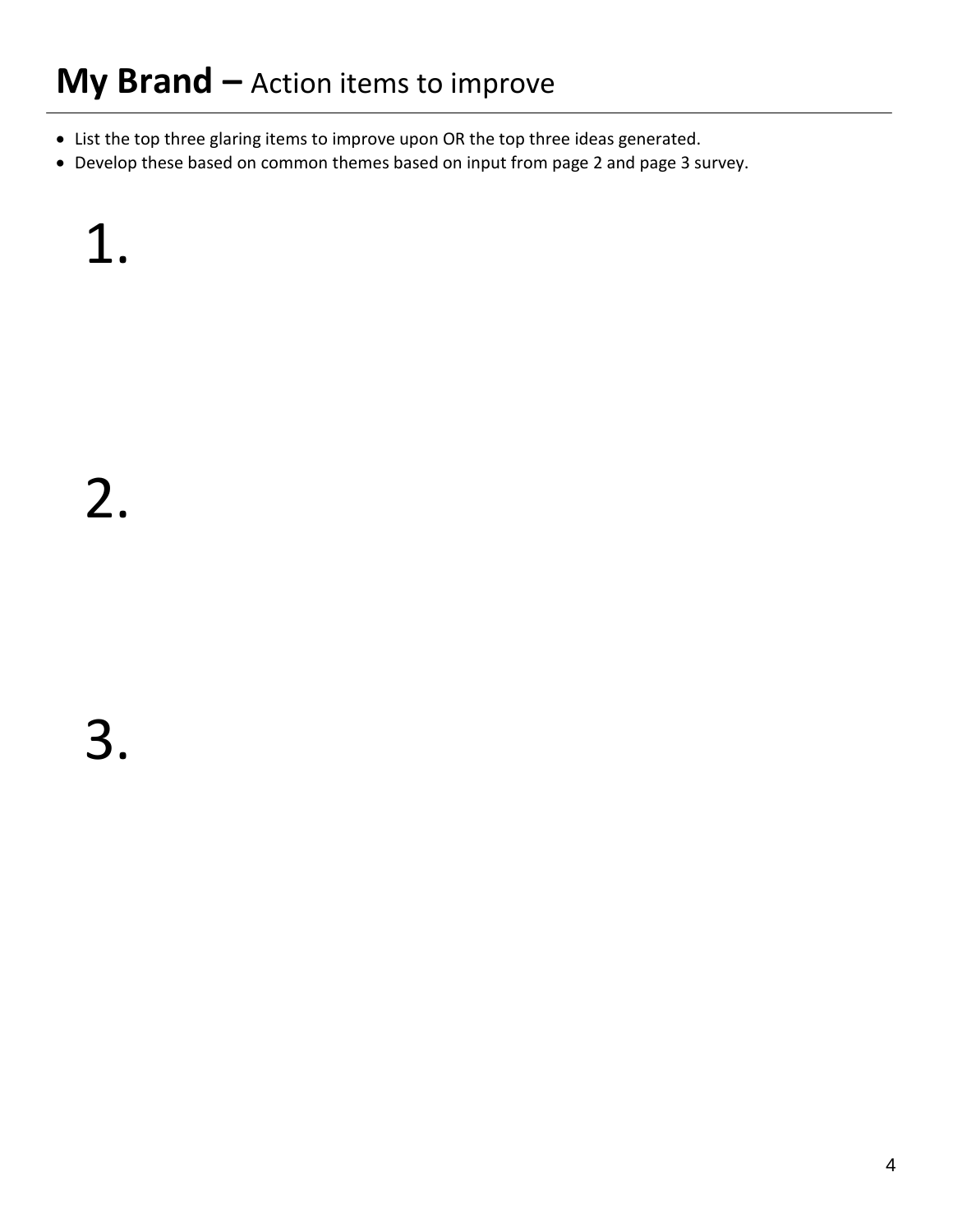# **My Brand –** Action items to improve

- List the top three glaring items to improve upon OR the top three ideas generated.
- Develop these based on common themes based on input from page 2 and page 3 survey.

1.

2.

3.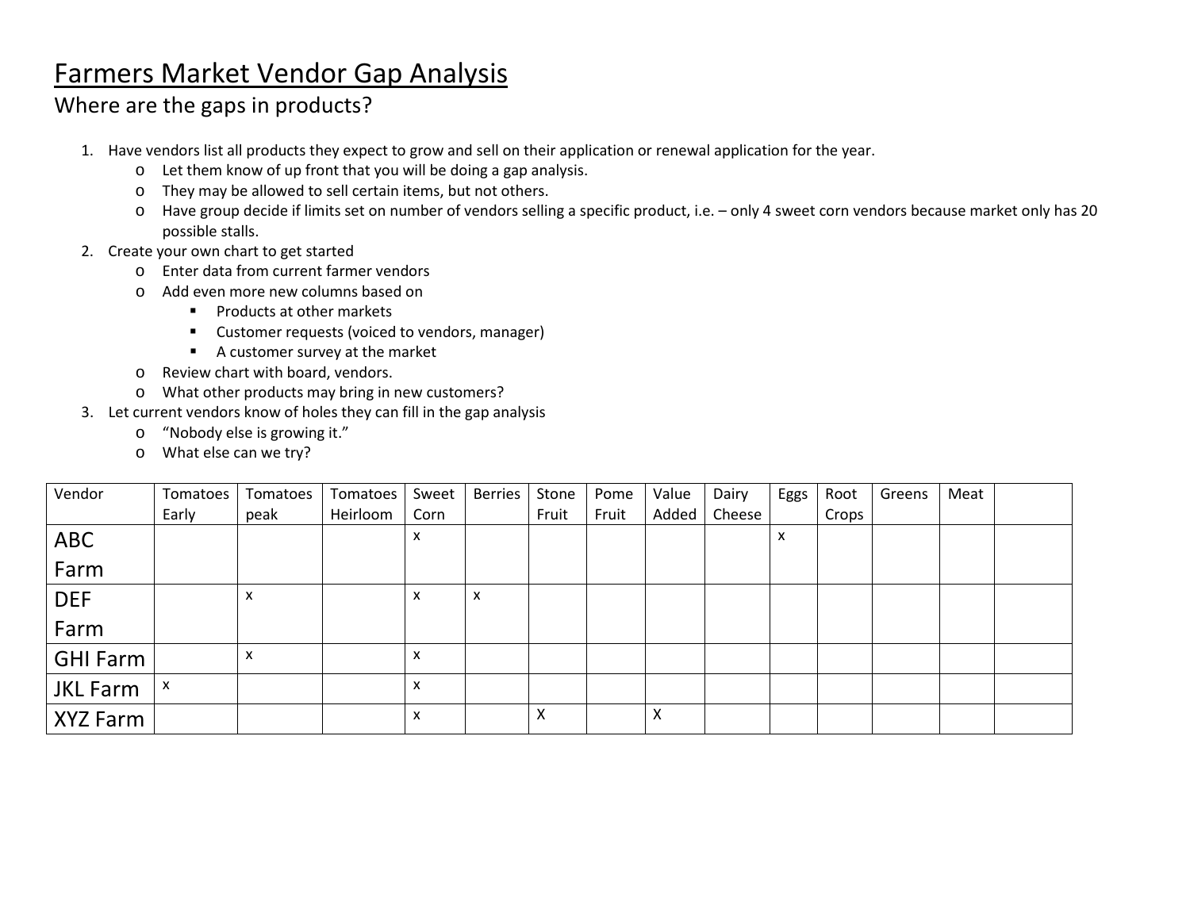# Farmers Market Vendor Gap Analysis

## Where are the gaps in products?

1. Have vendors list all products they expect to grow and sell on their application or renewal application for the year.
   - Let them know of up front that you will be doing a gap analysis.
   - They may be allowed to sell certain items, but not others.
   - Have group decide if limits set on number of vendors selling a specific product, i.e. – only 4 sweet corn vendors because market only has 20 possible stalls.
2. Create your own chart to get started
   - Enter data from current farmer vendors
   - Add even more new columns based on
     - Products at other markets
     - Customer requests (voiced to vendors, manager)
     - A customer survey at the market
   - Review chart with board, vendors.
   - What other products may bring in new customers?
3. Let current vendors know of holes they can fill in the gap analysis
   - "Nobody else is growing it."
   - What else can we try?

| Vendor | Tomatoes Early | Tomatoes peak | Tomatoes Heirloom | Sweet Corn | Berries | Stone Fruit | Pome Fruit | Value Added | Dairy Cheese | Eggs | Root Crops | Greens | Meat | |
|---|---|---|---|---|---|---|---|---|---|---|---|---|---|---|
| ABC Farm | | | | x | | | | | | x | | | | |
| DEF Farm | | x | | x | x | | | | | | | | | |
| GHI Farm | | x | | x | | | | | | | | | | |
| JKL Farm | x | | | x | | | | | | | | | | |
| XYZ Farm | | | | x | | X | | X | | | | | | |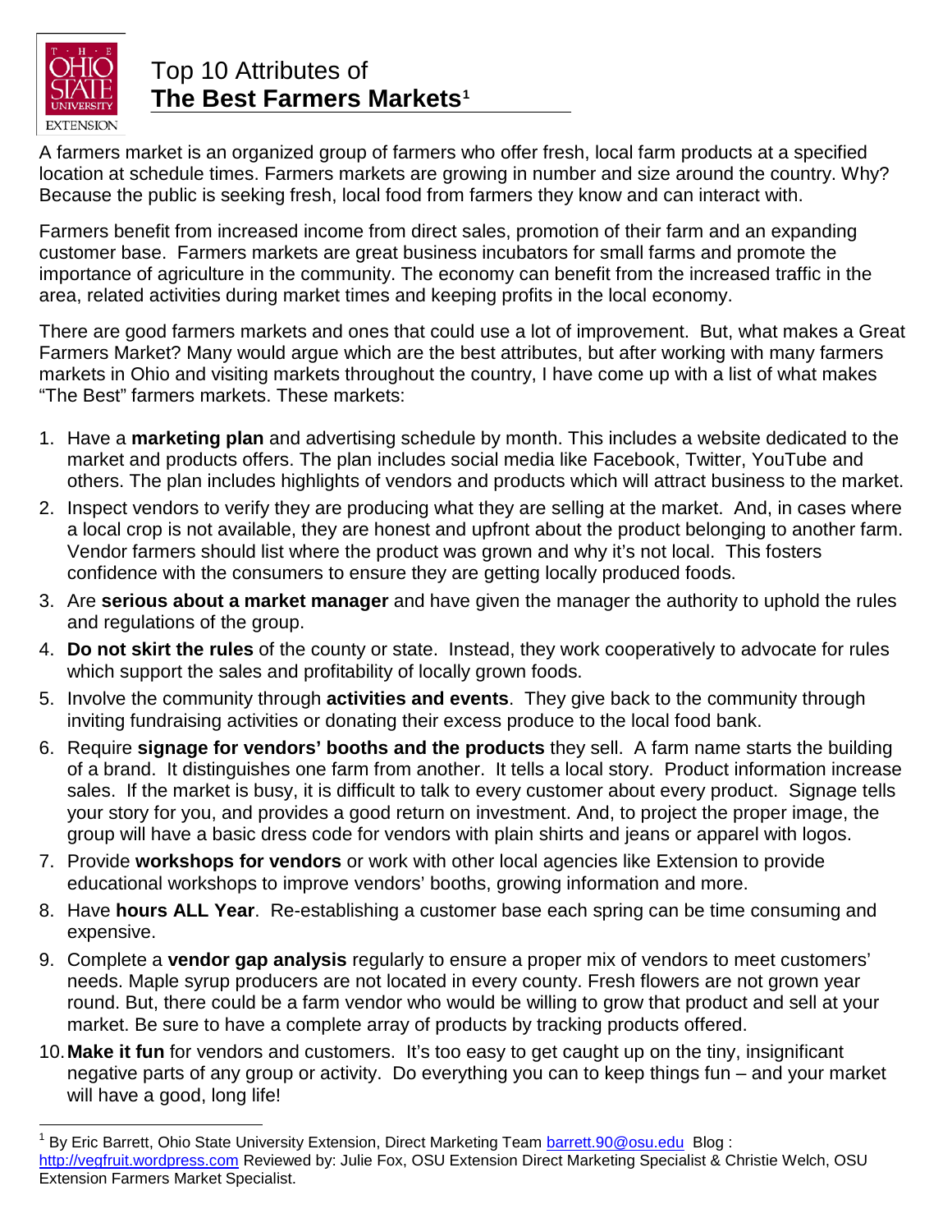# Top 10 Attributes of **The Best Farmers Markets**[1]

A farmers market is an organized group of farmers who offer fresh, local farm products at a specified location at schedule times. Farmers markets are growing in number and size around the country. Why? Because the public is seeking fresh, local food from farmers they know and can interact with.

Farmers benefit from increased income from direct sales, promotion of their farm and an expanding customer base. Farmers markets are great business incubators for small farms and promote the importance of agriculture in the community. The economy can benefit from the increased traffic in the area, related activities during market times and keeping profits in the local economy.

There are good farmers markets and ones that could use a lot of improvement. But, what makes a Great Farmers Market? Many would argue which are the best attributes, but after working with many farmers markets in Ohio and visiting markets throughout the country, I have come up with a list of what makes "The Best" farmers markets. These markets:

1. Have a **marketing plan** and advertising schedule by month. This includes a website dedicated to the market and products offers. The plan includes social media like Facebook, Twitter, YouTube and others. The plan includes highlights of vendors and products which will attract business to the market.
2. Inspect vendors to verify they are producing what they are selling at the market. And, in cases where a local crop is not available, they are honest and upfront about the product belonging to another farm. Vendor farmers should list where the product was grown and why it's not local. This fosters confidence with the consumers to ensure they are getting locally produced foods.
3. Are **serious about a market manager** and have given the manager the authority to uphold the rules and regulations of the group.
4. **Do not skirt the rules** of the county or state. Instead, they work cooperatively to advocate for rules which support the sales and profitability of locally grown foods.
5. Involve the community through **activities and events**. They give back to the community through inviting fundraising activities or donating their excess produce to the local food bank.
6. Require **signage for vendors' booths and the products** they sell. A farm name starts the building of a brand. It distinguishes one farm from another. It tells a local story. Product information increase sales. If the market is busy, it is difficult to talk to every customer about every product. Signage tells your story for you, and provides a good return on investment. And, to project the proper image, the group will have a basic dress code for vendors with plain shirts and jeans or apparel with logos.
7. Provide **workshops for vendors** or work with other local agencies like Extension to provide educational workshops to improve vendors' booths, growing information and more.
8. Have **hours ALL Year**. Re-establishing a customer base each spring can be time consuming and expensive.
9. Complete a **vendor gap analysis** regularly to ensure a proper mix of vendors to meet customers' needs. Maple syrup producers are not located in every county. Fresh flowers are not grown year round. But, there could be a farm vendor who would be willing to grow that product and sell at your market. Be sure to have a complete array of products by tracking products offered.
10. **Make it fun** for vendors and customers. It's too easy to get caught up on the tiny, insignificant negative parts of any group or activity. Do everything you can to keep things fun – and your market will have a good, long life!

---

[1] By Eric Barrett, Ohio State University Extension, Direct Marketing Team barrett.90@osu.edu Blog : http://vegfruit.wordpress.com Reviewed by: Julie Fox, OSU Extension Direct Marketing Specialist & Christie Welch, OSU Extension Farmers Market Specialist.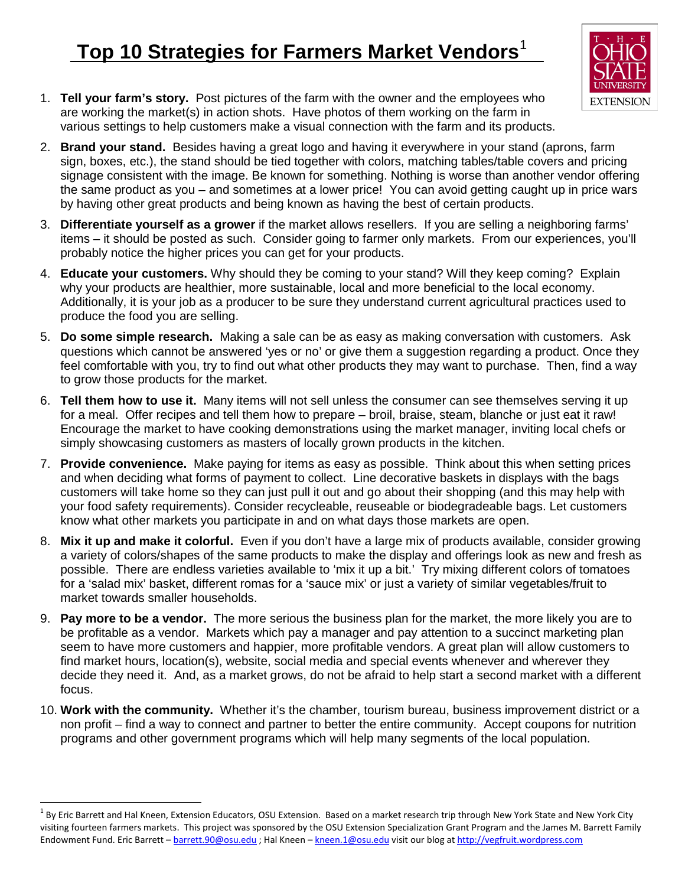# Top 10 Strategies for Farmers Market Vendors[1]

THE OHIO STATE UNIVERSITY EXTENSION

1. **Tell your farm's story.** Post pictures of the farm with the owner and the employees who are working the market(s) in action shots. Have photos of them working on the farm in various settings to help customers make a visual connection with the farm and its products.
2. **Brand your stand.** Besides having a great logo and having it everywhere in your stand (aprons, farm sign, boxes, etc.), the stand should be tied together with colors, matching tables/table covers and pricing signage consistent with the image. Be known for something. Nothing is worse than another vendor offering the same product as you – and sometimes at a lower price! You can avoid getting caught up in price wars by having other great products and being known as having the best of certain products.
3. **Differentiate yourself as a grower** if the market allows resellers. If you are selling a neighboring farms' items – it should be posted as such. Consider going to farmer only markets. From our experiences, you'll probably notice the higher prices you can get for your products.
4. **Educate your customers.** Why should they be coming to your stand? Will they keep coming? Explain why your products are healthier, more sustainable, local and more beneficial to the local economy. Additionally, it is your job as a producer to be sure they understand current agricultural practices used to produce the food you are selling.
5. **Do some simple research.** Making a sale can be as easy as making conversation with customers. Ask questions which cannot be answered 'yes or no' or give them a suggestion regarding a product. Once they feel comfortable with you, try to find out what other products they may want to purchase. Then, find a way to grow those products for the market.
6. **Tell them how to use it.** Many items will not sell unless the consumer can see themselves serving it up for a meal. Offer recipes and tell them how to prepare – broil, braise, steam, blanche or just eat it raw! Encourage the market to have cooking demonstrations using the market manager, inviting local chefs or simply showcasing customers as masters of locally grown products in the kitchen.
7. **Provide convenience.** Make paying for items as easy as possible. Think about this when setting prices and when deciding what forms of payment to collect. Line decorative baskets in displays with the bags customers will take home so they can just pull it out and go about their shopping (and this may help with your food safety requirements). Consider recycleable, reuseable or biodegradeable bags. Let customers know what other markets you participate in and on what days those markets are open.
8. **Mix it up and make it colorful.** Even if you don't have a large mix of products available, consider growing a variety of colors/shapes of the same products to make the display and offerings look as new and fresh as possible. There are endless varieties available to 'mix it up a bit.' Try mixing different colors of tomatoes for a 'salad mix' basket, different romas for a 'sauce mix' or just a variety of similar vegetables/fruit to market towards smaller households.
9. **Pay more to be a vendor.** The more serious the business plan for the market, the more likely you are to be profitable as a vendor. Markets which pay a manager and pay attention to a succinct marketing plan seem to have more customers and happier, more profitable vendors. A great plan will allow customers to find market hours, location(s), website, social media and special events whenever and wherever they decide they need it. And, as a market grows, do not be afraid to help start a second market with a different focus.
10. **Work with the community.** Whether it's the chamber, tourism bureau, business improvement district or a non profit – find a way to connect and partner to better the entire community. Accept coupons for nutrition programs and other government programs which will help many segments of the local population.

[1] By Eric Barrett and Hal Kneen, Extension Educators, OSU Extension. Based on a market research trip through New York State and New York City visiting fourteen farmers markets. This project was sponsored by the OSU Extension Specialization Grant Program and the James M. Barrett Family Endowment Fund. Eric Barrett – barrett.90@osu.edu ; Hal Kneen – kneen.1@osu.edu visit our blog at http://vegfruit.wordpress.com